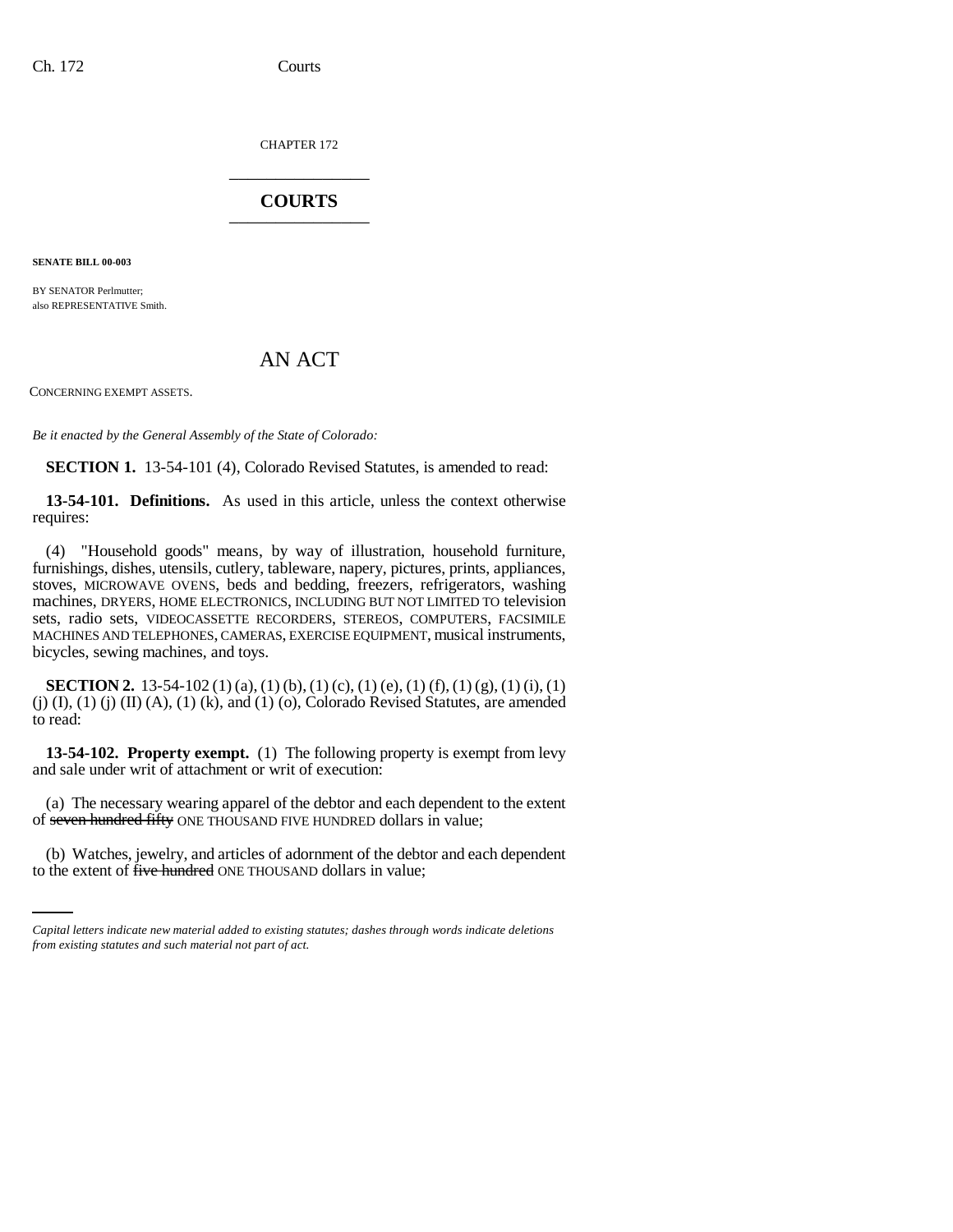CHAPTER 172

# COURTS

**SENATE BILL 00-003**

BY SENATOR Perlmutter;
also REPRESENTATIVE Smith.

# AN ACT

CONCERNING EXEMPT ASSETS.

*Be it enacted by the General Assembly of the State of Colorado:*

**SECTION 1.** 13-54-101 (4), Colorado Revised Statutes, is amended to read:

**13-54-101. Definitions.** As used in this article, unless the context otherwise requires:

(4) "Household goods" means, by way of illustration, household furniture, furnishings, dishes, utensils, cutlery, tableware, napery, pictures, prints, appliances, stoves, MICROWAVE OVENS, beds and bedding, freezers, refrigerators, washing machines, DRYERS, HOME ELECTRONICS, INCLUDING BUT NOT LIMITED TO television sets, radio sets, VIDEOCASSETTE RECORDERS, STEREOS, COMPUTERS, FACSIMILE MACHINES AND TELEPHONES, CAMERAS, EXERCISE EQUIPMENT, musical instruments, bicycles, sewing machines, and toys.

**SECTION 2.** 13-54-102 (1) (a), (1) (b), (1) (c), (1) (e), (1) (f), (1) (g), (1) (i), (1) (j) (I), (1) (j) (II) (A), (1) (k), and (1) (o), Colorado Revised Statutes, are amended to read:

**13-54-102. Property exempt.** (1) The following property is exempt from levy and sale under writ of attachment or writ of execution:

(a) The necessary wearing apparel of the debtor and each dependent to the extent of ~~seven hundred fifty~~ ONE THOUSAND FIVE HUNDRED dollars in value;

(b) Watches, jewelry, and articles of adornment of the debtor and each dependent to the extent of ~~five hundred~~ ONE THOUSAND dollars in value;

*Capital letters indicate new material added to existing statutes; dashes through words indicate deletions from existing statutes and such material not part of act.*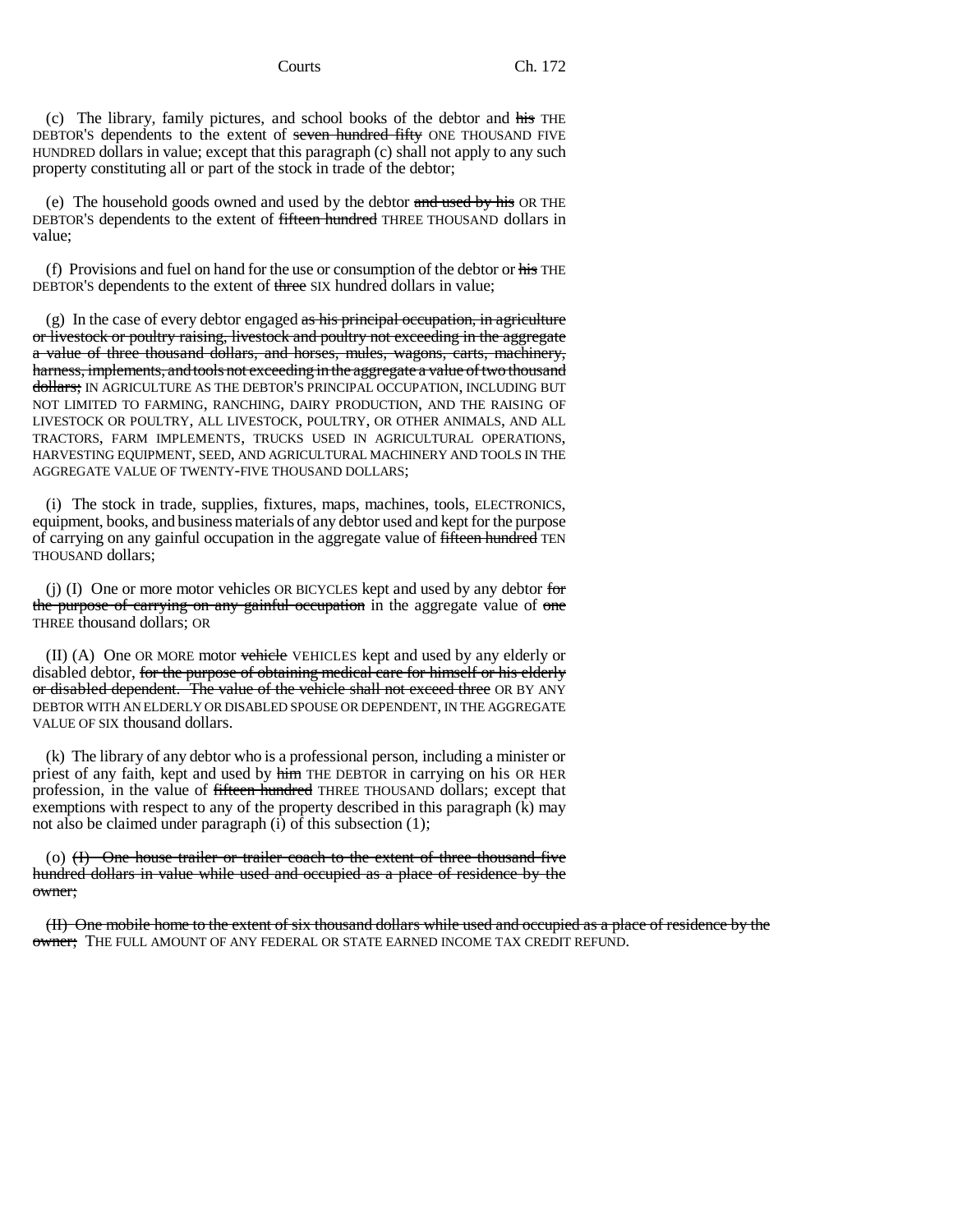(c) The library, family pictures, and school books of the debtor and ~~his~~ THE DEBTOR'S dependents to the extent of ~~seven hundred fifty~~ ONE THOUSAND FIVE HUNDRED dollars in value; except that this paragraph (c) shall not apply to any such property constituting all or part of the stock in trade of the debtor;

(e) The household goods owned and used by the debtor ~~and used by his~~ OR THE DEBTOR'S dependents to the extent of ~~fifteen hundred~~ THREE THOUSAND dollars in value;

(f) Provisions and fuel on hand for the use or consumption of the debtor or ~~his~~ THE DEBTOR'S dependents to the extent of ~~three~~ SIX hundred dollars in value;

(g) In the case of every debtor engaged ~~as his principal occupation, in agriculture or livestock or poultry raising, livestock and poultry not exceeding in the aggregate a value of three thousand dollars, and horses, mules, wagons, carts, machinery, harness, implements, and tools not exceeding in the aggregate a value of two thousand dollars;~~ IN AGRICULTURE AS THE DEBTOR'S PRINCIPAL OCCUPATION, INCLUDING BUT NOT LIMITED TO FARMING, RANCHING, DAIRY PRODUCTION, AND THE RAISING OF LIVESTOCK OR POULTRY, ALL LIVESTOCK, POULTRY, OR OTHER ANIMALS, AND ALL TRACTORS, FARM IMPLEMENTS, TRUCKS USED IN AGRICULTURAL OPERATIONS, HARVESTING EQUIPMENT, SEED, AND AGRICULTURAL MACHINERY AND TOOLS IN THE AGGREGATE VALUE OF TWENTY-FIVE THOUSAND DOLLARS;

(i) The stock in trade, supplies, fixtures, maps, machines, tools, ELECTRONICS, equipment, books, and business materials of any debtor used and kept for the purpose of carrying on any gainful occupation in the aggregate value of ~~fifteen hundred~~ TEN THOUSAND dollars;

(j) (I) One or more motor vehicles OR BICYCLES kept and used by any debtor ~~for the purpose of carrying on any gainful occupation~~ in the aggregate value of ~~one~~ THREE thousand dollars; OR

(II) (A) One OR MORE motor ~~vehicle~~ VEHICLES kept and used by any elderly or disabled debtor, ~~for the purpose of obtaining medical care for himself or his elderly or disabled dependent. The value of the vehicle shall not exceed three~~ OR BY ANY DEBTOR WITH AN ELDERLY OR DISABLED SPOUSE OR DEPENDENT, IN THE AGGREGATE VALUE OF SIX thousand dollars.

(k) The library of any debtor who is a professional person, including a minister or priest of any faith, kept and used by ~~him~~ THE DEBTOR in carrying on his OR HER profession, in the value of ~~fifteen hundred~~ THREE THOUSAND dollars; except that exemptions with respect to any of the property described in this paragraph (k) may not also be claimed under paragraph (i) of this subsection (1);

(o) ~~(I) One house trailer or trailer coach to the extent of three thousand five hundred dollars in value while used and occupied as a place of residence by the owner;~~

~~(II) One mobile home to the extent of six thousand dollars while used and occupied as a place of residence by the owner;~~ THE FULL AMOUNT OF ANY FEDERAL OR STATE EARNED INCOME TAX CREDIT REFUND.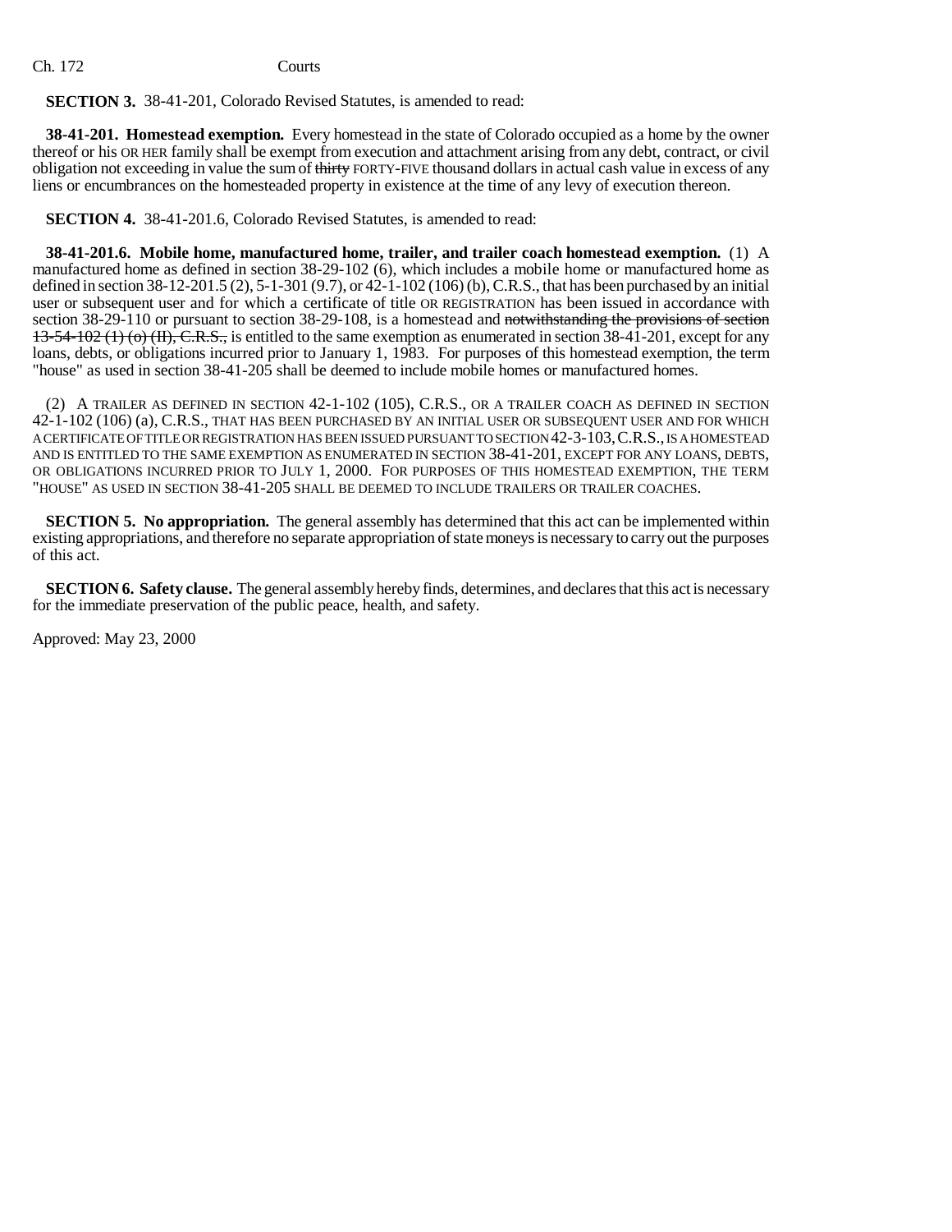**SECTION 3.** 38-41-201, Colorado Revised Statutes, is amended to read:

**38-41-201. Homestead exemption.** Every homestead in the state of Colorado occupied as a home by the owner thereof or his OR HER family shall be exempt from execution and attachment arising from any debt, contract, or civil obligation not exceeding in value the sum of ~~thirty~~ FORTY-FIVE thousand dollars in actual cash value in excess of any liens or encumbrances on the homesteaded property in existence at the time of any levy of execution thereon.

**SECTION 4.** 38-41-201.6, Colorado Revised Statutes, is amended to read:

**38-41-201.6. Mobile home, manufactured home, trailer, and trailer coach homestead exemption.** (1) A manufactured home as defined in section 38-29-102 (6), which includes a mobile home or manufactured home as defined in section 38-12-201.5 (2), 5-1-301 (9.7), or 42-1-102 (106) (b), C.R.S., that has been purchased by an initial user or subsequent user and for which a certificate of title OR REGISTRATION has been issued in accordance with section 38-29-110 or pursuant to section 38-29-108, is a homestead and ~~notwithstanding the provisions of section 13-54-102 (1) (o) (II), C.R.S.,~~ is entitled to the same exemption as enumerated in section 38-41-201, except for any loans, debts, or obligations incurred prior to January 1, 1983. For purposes of this homestead exemption, the term "house" as used in section 38-41-205 shall be deemed to include mobile homes or manufactured homes.

(2) A TRAILER AS DEFINED IN SECTION 42-1-102 (105), C.R.S., OR A TRAILER COACH AS DEFINED IN SECTION 42-1-102 (106) (a), C.R.S., THAT HAS BEEN PURCHASED BY AN INITIAL USER OR SUBSEQUENT USER AND FOR WHICH A CERTIFICATE OF TITLE OR REGISTRATION HAS BEEN ISSUED PURSUANT TO SECTION 42-3-103, C.R.S., IS A HOMESTEAD AND IS ENTITLED TO THE SAME EXEMPTION AS ENUMERATED IN SECTION 38-41-201, EXCEPT FOR ANY LOANS, DEBTS, OR OBLIGATIONS INCURRED PRIOR TO JULY 1, 2000. FOR PURPOSES OF THIS HOMESTEAD EXEMPTION, THE TERM "HOUSE" AS USED IN SECTION 38-41-205 SHALL BE DEEMED TO INCLUDE TRAILERS OR TRAILER COACHES.

**SECTION 5. No appropriation.** The general assembly has determined that this act can be implemented within existing appropriations, and therefore no separate appropriation of state moneys is necessary to carry out the purposes of this act.

**SECTION 6. Safety clause.** The general assembly hereby finds, determines, and declares that this act is necessary for the immediate preservation of the public peace, health, and safety.

Approved: May 23, 2000